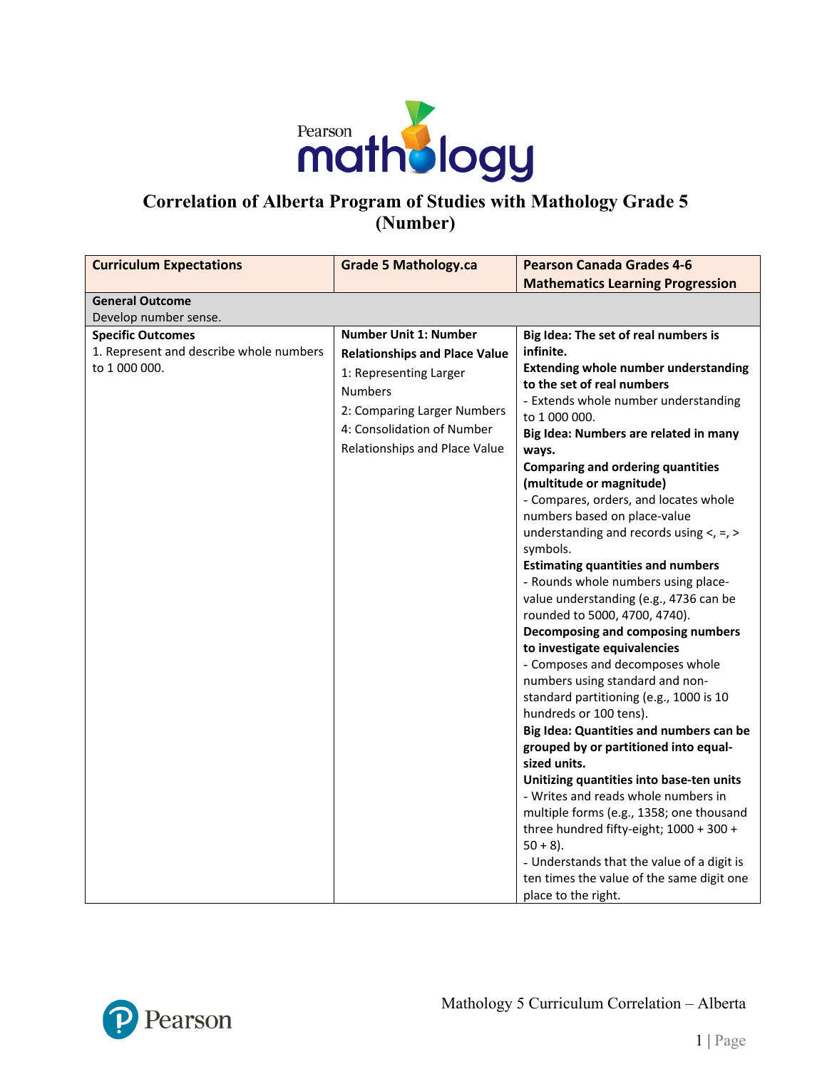# Correlation of Alberta Program of Studies with Mathology Grade 5 (Number)

| Curriculum Expectations | Grade 5 Mathology.ca | Pearson Canada Grades 4-6 Mathematics Learning Progression |
|---|---|---|
| **General Outcome**<br>Develop number sense. | | |
| **Specific Outcomes**<br>1. Represent and describe whole numbers to 1 000 000. | **Number Unit 1: Number Relationships and Place Value**<br>1: Representing Larger Numbers<br>2: Comparing Larger Numbers<br>4: Consolidation of Number Relationships and Place Value | **Big Idea: The set of real numbers is infinite.**<br>**Extending whole number understanding to the set of real numbers**<br>- Extends whole number understanding to 1 000 000.<br>**Big Idea: Numbers are related in many ways.**<br>**Comparing and ordering quantities (multitude or magnitude)**<br>- Compares, orders, and locates whole numbers based on place-value understanding and records using <, =, > symbols.<br>**Estimating quantities and numbers**<br>- Rounds whole numbers using place-value understanding (e.g., 4736 can be rounded to 5000, 4700, 4740).<br>**Decomposing and composing numbers to investigate equivalencies**<br>- Composes and decomposes whole numbers using standard and non-standard partitioning (e.g., 1000 is 10 hundreds or 100 tens).<br>**Big Idea: Quantities and numbers can be grouped by or partitioned into equal-sized units.**<br>**Unitizing quantities into base-ten units**<br>- Writes and reads whole numbers in multiple forms (e.g., 1358; one thousand three hundred fifty-eight; 1000 + 300 + 50 + 8).<br>- Understands that the value of a digit is ten times the value of the same digit one place to the right. |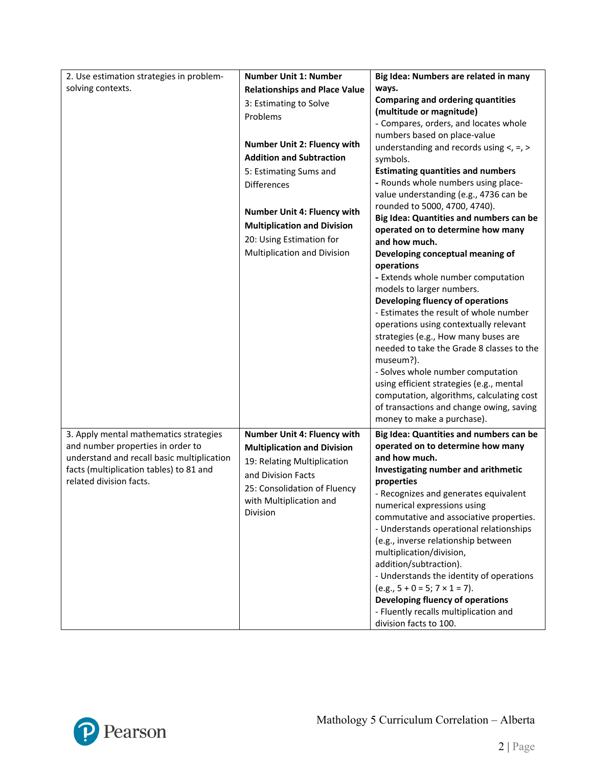| | | |
|---|---|---|
| 2. Use estimation strategies in problem-solving contexts. | **Number Unit 1: Number Relationships and Place Value**<br>3: Estimating to Solve Problems<br><br>**Number Unit 2: Fluency with Addition and Subtraction**<br>5: Estimating Sums and Differences<br><br>**Number Unit 4: Fluency with Multiplication and Division**<br>20: Using Estimation for Multiplication and Division | **Big Idea: Numbers are related in many ways.**<br>**Comparing and ordering quantities (multitude or magnitude)**<br>- Compares, orders, and locates whole numbers based on place-value understanding and records using <, =, > symbols.<br>**Estimating quantities and numbers**<br>- Rounds whole numbers using place-value understanding (e.g., 4736 can be rounded to 5000, 4700, 4740).<br>**Big Idea: Quantities and numbers can be operated on to determine how many and how much.**<br>**Developing conceptual meaning of operations**<br>- Extends whole number computation models to larger numbers.<br>**Developing fluency of operations**<br>- Estimates the result of whole number operations using contextually relevant strategies (e.g., How many buses are needed to take the Grade 8 classes to the museum?).<br>- Solves whole number computation using efficient strategies (e.g., mental computation, algorithms, calculating cost of transactions and change owing, saving money to make a purchase). |
| 3. Apply mental mathematics strategies and number properties in order to understand and recall basic multiplication facts (multiplication tables) to 81 and related division facts. | **Number Unit 4: Fluency with Multiplication and Division**<br>19: Relating Multiplication and Division Facts<br>25: Consolidation of Fluency with Multiplication and Division | **Big Idea: Quantities and numbers can be operated on to determine how many and how much.**<br>**Investigating number and arithmetic properties**<br>- Recognizes and generates equivalent numerical expressions using commutative and associative properties.<br>- Understands operational relationships (e.g., inverse relationship between multiplication/division, addition/subtraction).<br>- Understands the identity of operations (e.g., 5 + 0 = 5; 7 × 1 = 7).<br>**Developing fluency of operations**<br>- Fluently recalls multiplication and division facts to 100. |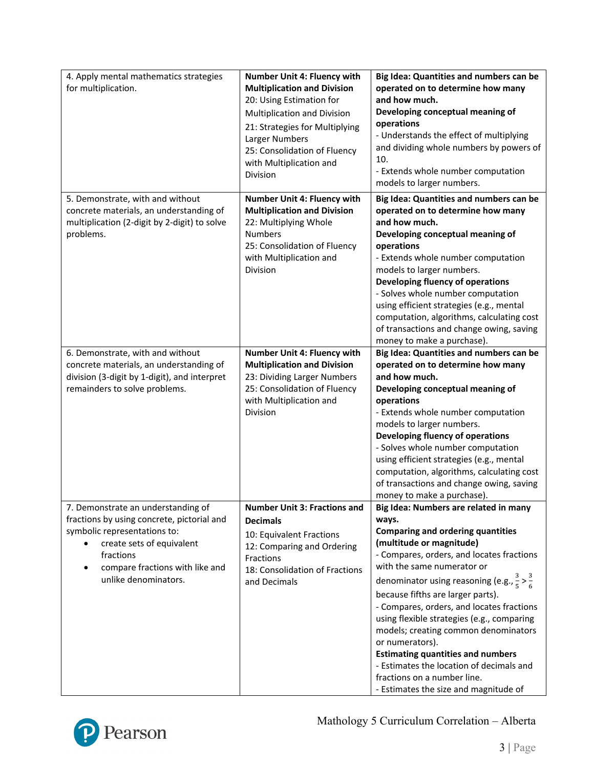| | | |
|---|---|---|
| 4. Apply mental mathematics strategies for multiplication. | **Number Unit 4: Fluency with Multiplication and Division**<br>20: Using Estimation for Multiplication and Division<br>21: Strategies for Multiplying Larger Numbers<br>25: Consolidation of Fluency with Multiplication and Division | **Big Idea: Quantities and numbers can be operated on to determine how many and how much.**<br>**Developing conceptual meaning of operations**<br>- Understands the effect of multiplying and dividing whole numbers by powers of 10.<br>- Extends whole number computation models to larger numbers. |
| 5. Demonstrate, with and without concrete materials, an understanding of multiplication (2-digit by 2-digit) to solve problems. | **Number Unit 4: Fluency with Multiplication and Division**<br>22: Multiplying Whole Numbers<br>25: Consolidation of Fluency with Multiplication and Division | **Big Idea: Quantities and numbers can be operated on to determine how many and how much.**<br>**Developing conceptual meaning of operations**<br>- Extends whole number computation models to larger numbers.<br>**Developing fluency of operations**<br>- Solves whole number computation using efficient strategies (e.g., mental computation, algorithms, calculating cost of transactions and change owing, saving money to make a purchase). |
| 6. Demonstrate, with and without concrete materials, an understanding of division (3-digit by 1-digit), and interpret remainders to solve problems. | **Number Unit 4: Fluency with Multiplication and Division**<br>23: Dividing Larger Numbers<br>25: Consolidation of Fluency with Multiplication and Division | **Big Idea: Quantities and numbers can be operated on to determine how many and how much.**<br>**Developing conceptual meaning of operations**<br>- Extends whole number computation models to larger numbers.<br>**Developing fluency of operations**<br>- Solves whole number computation using efficient strategies (e.g., mental computation, algorithms, calculating cost of transactions and change owing, saving money to make a purchase). |
| 7. Demonstrate an understanding of fractions by using concrete, pictorial and symbolic representations to:<br>• create sets of equivalent fractions<br>• compare fractions with like and unlike denominators. | **Number Unit 3: Fractions and Decimals**<br>10: Equivalent Fractions<br>12: Comparing and Ordering Fractions<br>18: Consolidation of Fractions and Decimals | **Big Idea: Numbers are related in many ways.**<br>**Comparing and ordering quantities (multitude or magnitude)**<br>- Compares, orders, and locates fractions with the same numerator or denominator using reasoning (e.g., $\frac{3}{5} > \frac{3}{6}$ because fifths are larger parts).<br>- Compares, orders, and locates fractions using flexible strategies (e.g., comparing models; creating common denominators or numerators).<br>**Estimating quantities and numbers**<br>- Estimates the location of decimals and fractions on a number line.<br>- Estimates the size and magnitude of |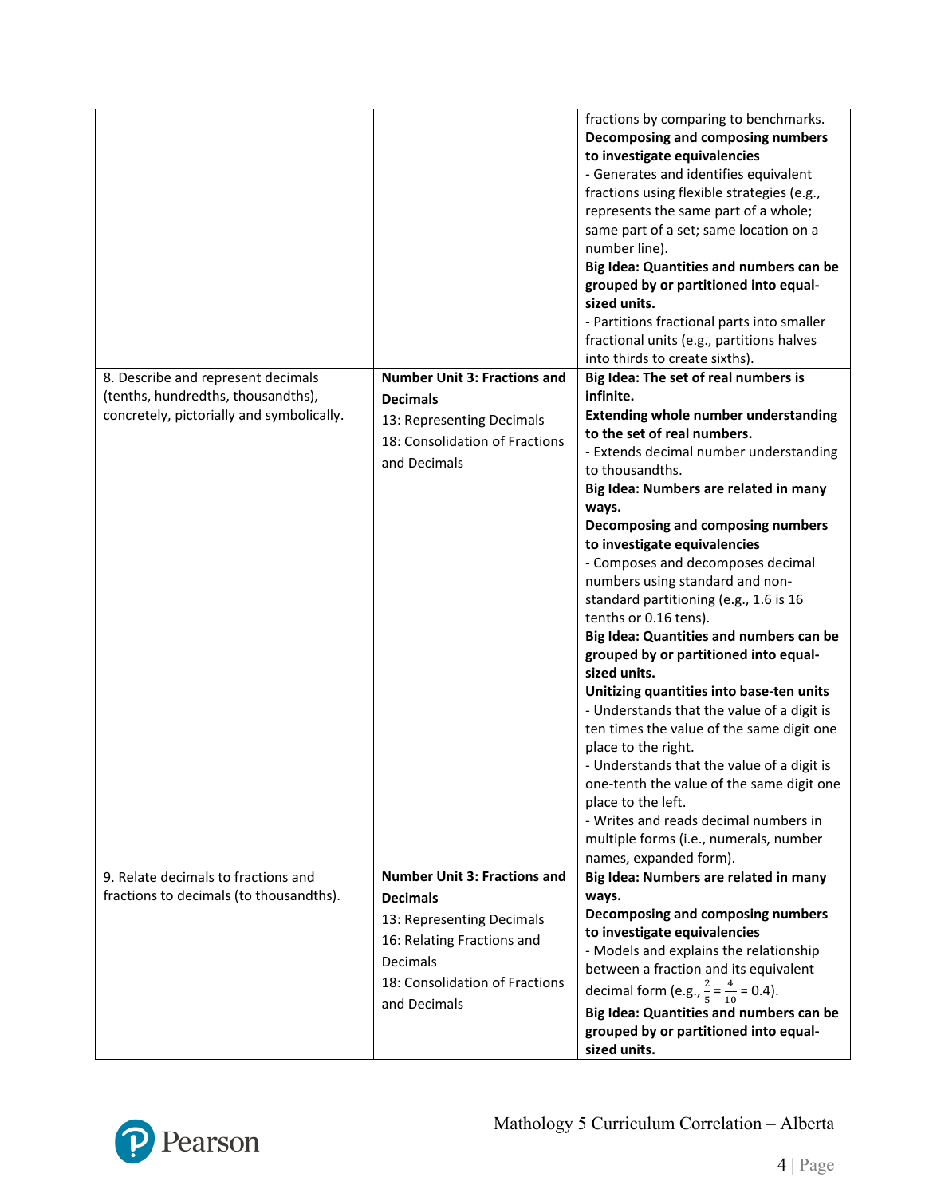| | | |
|---|---|---|
| | | fractions by comparing to benchmarks.<br>**Decomposing and composing numbers to investigate equivalencies**<br>- Generates and identifies equivalent fractions using flexible strategies (e.g., represents the same part of a whole; same part of a set; same location on a number line).<br>**Big Idea: Quantities and numbers can be grouped by or partitioned into equal-sized units.**<br>- Partitions fractional parts into smaller fractional units (e.g., partitions halves into thirds to create sixths). |
| 8. Describe and represent decimals (tenths, hundredths, thousandths), concretely, pictorially and symbolically. | **Number Unit 3: Fractions and Decimals**<br>13: Representing Decimals<br>18: Consolidation of Fractions and Decimals | **Big Idea: The set of real numbers is infinite.**<br>**Extending whole number understanding to the set of real numbers.**<br>- Extends decimal number understanding to thousandths.<br>**Big Idea: Numbers are related in many ways.**<br>**Decomposing and composing numbers to investigate equivalencies**<br>- Composes and decomposes decimal numbers using standard and non-standard partitioning (e.g., 1.6 is 16 tenths or 0.16 tens).<br>**Big Idea: Quantities and numbers can be grouped by or partitioned into equal-sized units.**<br>**Unitizing quantities into base-ten units**<br>- Understands that the value of a digit is ten times the value of the same digit one place to the right.<br>- Understands that the value of a digit is one-tenth the value of the same digit one place to the left.<br>- Writes and reads decimal numbers in multiple forms (i.e., numerals, number names, expanded form). |
| 9. Relate decimals to fractions and fractions to decimals (to thousandths). | **Number Unit 3: Fractions and Decimals**<br>13: Representing Decimals<br>16: Relating Fractions and Decimals<br>18: Consolidation of Fractions and Decimals | **Big Idea: Numbers are related in many ways.**<br>**Decomposing and composing numbers to investigate equivalencies**<br>- Models and explains the relationship between a fraction and its equivalent decimal form (e.g., $\frac{2}{5} = \frac{4}{10} = 0.4$).<br>**Big Idea: Quantities and numbers can be grouped by or partitioned into equal-sized units.** |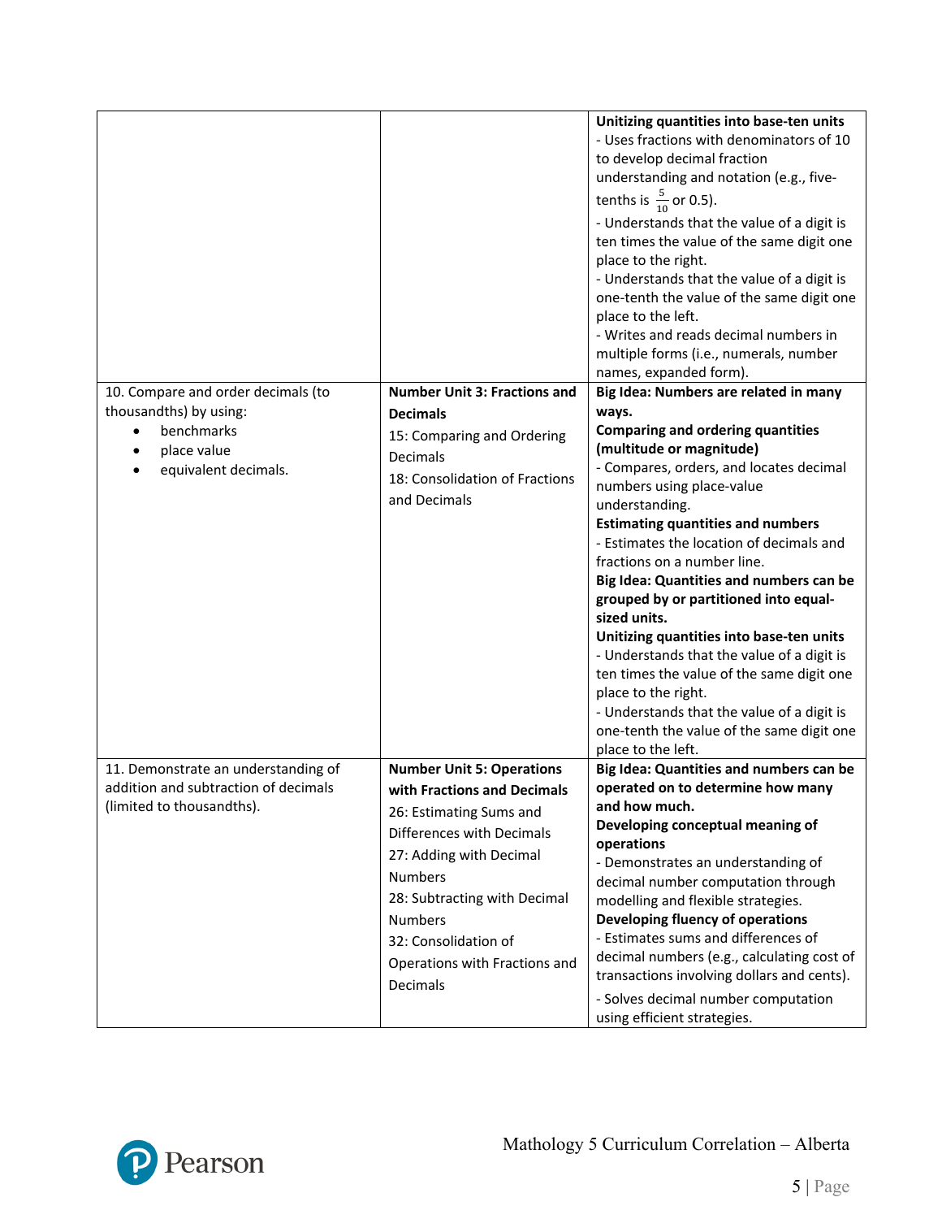| | | |
|---|---|---|
| | | **Unitizing quantities into base-ten units**<br>- Uses fractions with denominators of 10 to develop decimal fraction understanding and notation (e.g., five-tenths is $\frac{5}{10}$ or 0.5).<br>- Understands that the value of a digit is ten times the value of the same digit one place to the right.<br>- Understands that the value of a digit is one-tenth the value of the same digit one place to the left.<br>- Writes and reads decimal numbers in multiple forms (i.e., numerals, number names, expanded form). |
| 10. Compare and order decimals (to thousandths) by using:<br>• benchmarks<br>• place value<br>• equivalent decimals. | **Number Unit 3: Fractions and Decimals**<br>15: Comparing and Ordering Decimals<br>18: Consolidation of Fractions and Decimals | **Big Idea: Numbers are related in many ways.**<br>**Comparing and ordering quantities (multitude or magnitude)**<br>- Compares, orders, and locates decimal numbers using place-value understanding.<br>**Estimating quantities and numbers**<br>- Estimates the location of decimals and fractions on a number line.<br>**Big Idea: Quantities and numbers can be grouped by or partitioned into equal-sized units.**<br>**Unitizing quantities into base-ten units**<br>- Understands that the value of a digit is ten times the value of the same digit one place to the right.<br>- Understands that the value of a digit is one-tenth the value of the same digit one place to the left. |
| 11. Demonstrate an understanding of addition and subtraction of decimals (limited to thousandths). | **Number Unit 5: Operations with Fractions and Decimals**<br>26: Estimating Sums and Differences with Decimals<br>27: Adding with Decimal Numbers<br>28: Subtracting with Decimal Numbers<br>32: Consolidation of Operations with Fractions and Decimals | **Big Idea: Quantities and numbers can be operated on to determine how many and how much.**<br>**Developing conceptual meaning of operations**<br>- Demonstrates an understanding of decimal number computation through modelling and flexible strategies.<br>**Developing fluency of operations**<br>- Estimates sums and differences of decimal numbers (e.g., calculating cost of transactions involving dollars and cents).<br>- Solves decimal number computation using efficient strategies. |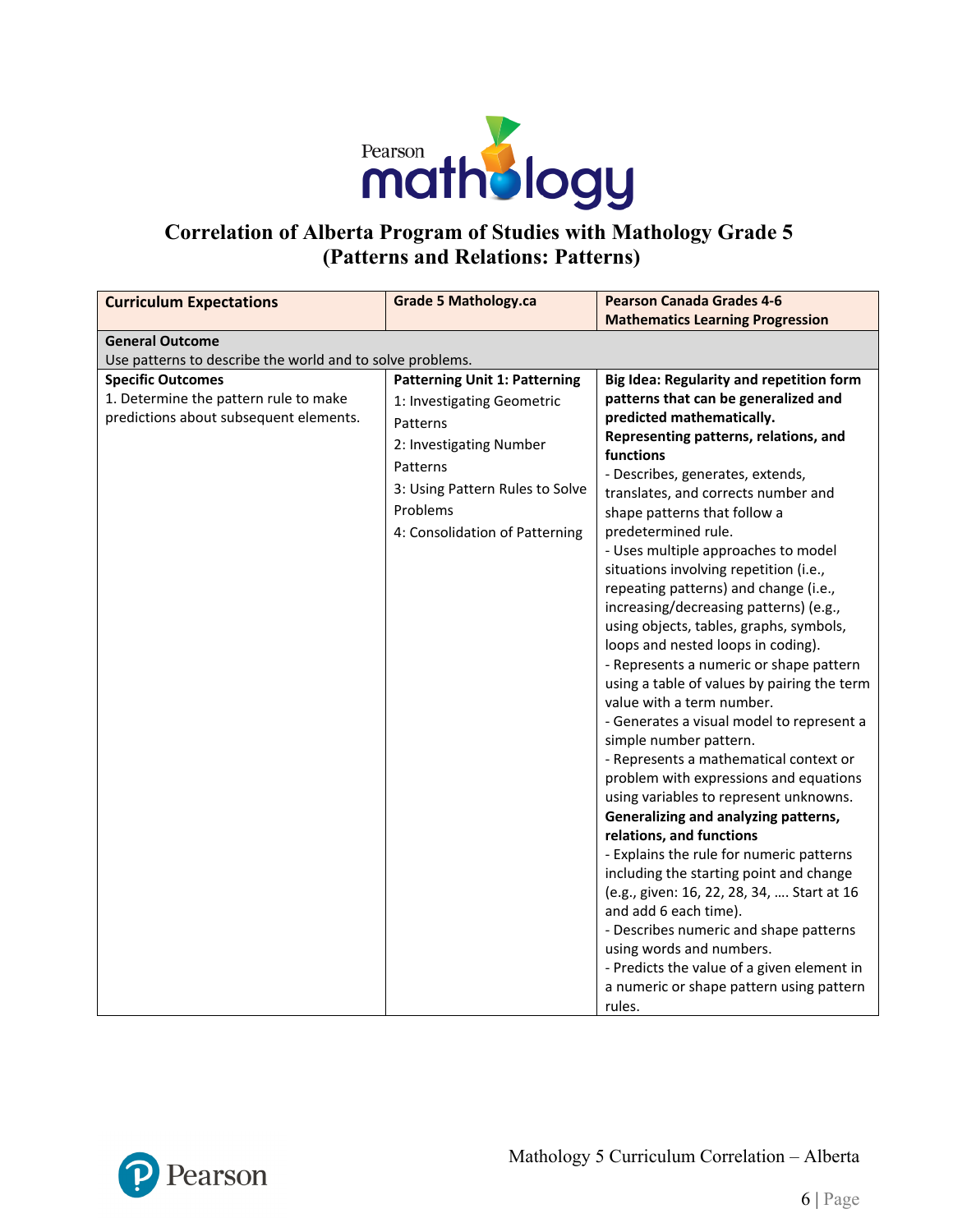# Correlation of Alberta Program of Studies with Mathology Grade 5 (Patterns and Relations: Patterns)

| Curriculum Expectations | Grade 5 Mathology.ca | Pearson Canada Grades 4-6 Mathematics Learning Progression |
|---|---|---|
| **General Outcome**<br>Use patterns to describe the world and to solve problems. | | |
| **Specific Outcomes**<br>1. Determine the pattern rule to make predictions about subsequent elements. | **Patterning Unit 1: Patterning**<br>1: Investigating Geometric Patterns<br>2: Investigating Number Patterns<br>3: Using Pattern Rules to Solve Problems<br>4: Consolidation of Patterning | **Big Idea: Regularity and repetition form patterns that can be generalized and predicted mathematically.**<br>**Representing patterns, relations, and functions**<br>- Describes, generates, extends, translates, and corrects number and shape patterns that follow a predetermined rule.<br>- Uses multiple approaches to model situations involving repetition (i.e., repeating patterns) and change (i.e., increasing/decreasing patterns) (e.g., using objects, tables, graphs, symbols, loops and nested loops in coding).<br>- Represents a numeric or shape pattern using a table of values by pairing the term value with a term number.<br>- Generates a visual model to represent a simple number pattern.<br>- Represents a mathematical context or problem with expressions and equations using variables to represent unknowns.<br>**Generalizing and analyzing patterns, relations, and functions**<br>- Explains the rule for numeric patterns including the starting point and change (e.g., given: 16, 22, 28, 34, …. Start at 16 and add 6 each time).<br>- Describes numeric and shape patterns using words and numbers.<br>- Predicts the value of a given element in a numeric or shape pattern using pattern rules. |

Mathology 5 Curriculum Correlation – Alberta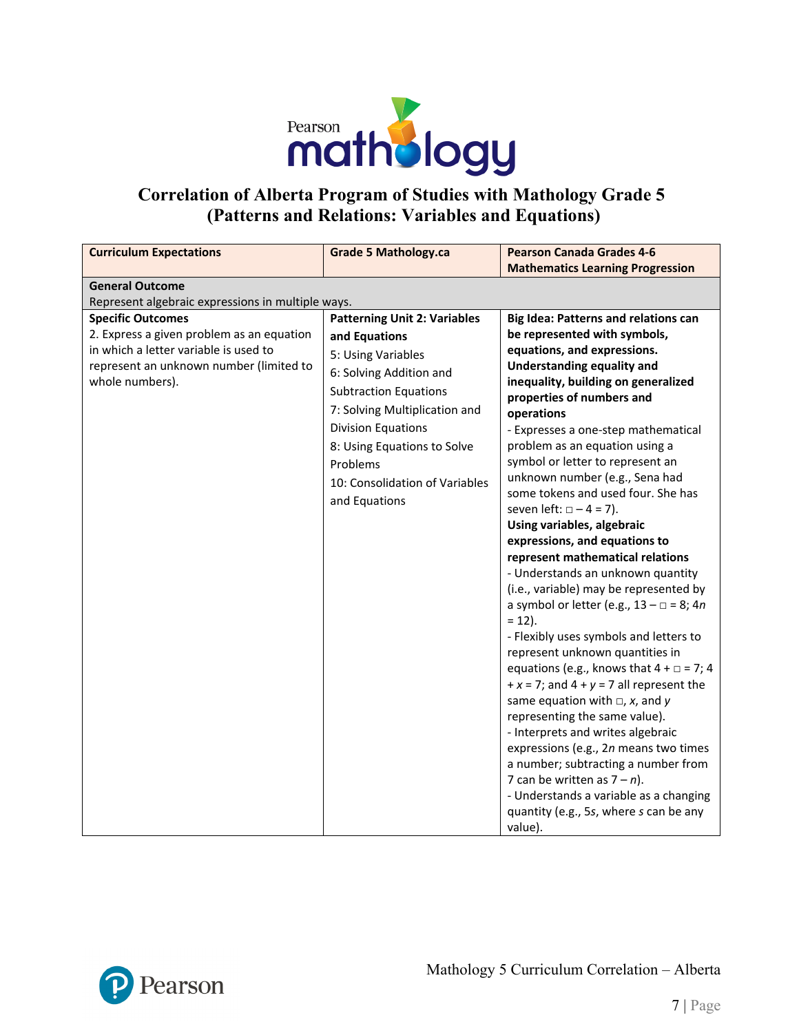# Correlation of Alberta Program of Studies with Mathology Grade 5 (Patterns and Relations: Variables and Equations)

| Curriculum Expectations | Grade 5 Mathology.ca | Pearson Canada Grades 4-6 Mathematics Learning Progression |
|---|---|---|
| **General Outcome**<br>Represent algebraic expressions in multiple ways. | | |
| **Specific Outcomes**<br>2. Express a given problem as an equation in which a letter variable is used to represent an unknown number (limited to whole numbers). | **Patterning Unit 2: Variables and Equations**<br>5: Using Variables<br>6: Solving Addition and Subtraction Equations<br>7: Solving Multiplication and Division Equations<br>8: Using Equations to Solve Problems<br>10: Consolidation of Variables and Equations | **Big Idea: Patterns and relations can be represented with symbols, equations, and expressions. Understanding equality and inequality, building on generalized properties of numbers and operations**<br>- Expresses a one-step mathematical problem as an equation using a symbol or letter to represent an unknown number (e.g., Sena had some tokens and used four. She has seven left: $\square - 4 = 7$).<br>**Using variables, algebraic expressions, and equations to represent mathematical relations**<br>- Understands an unknown quantity (i.e., variable) may be represented by a symbol or letter (e.g., $13 - \square = 8$; $4n = 12$).<br>- Flexibly uses symbols and letters to represent unknown quantities in equations (e.g., knows that $4 + \square = 7$; $4 + x = 7$; and $4 + y = 7$ all represent the same equation with $\square$, $x$, and $y$ representing the same value).<br>- Interprets and writes algebraic expressions (e.g., $2n$ means two times a number; subtracting a number from 7 can be written as $7 - n$).<br>- Understands a variable as a changing quantity (e.g., $5s$, where $s$ can be any value). |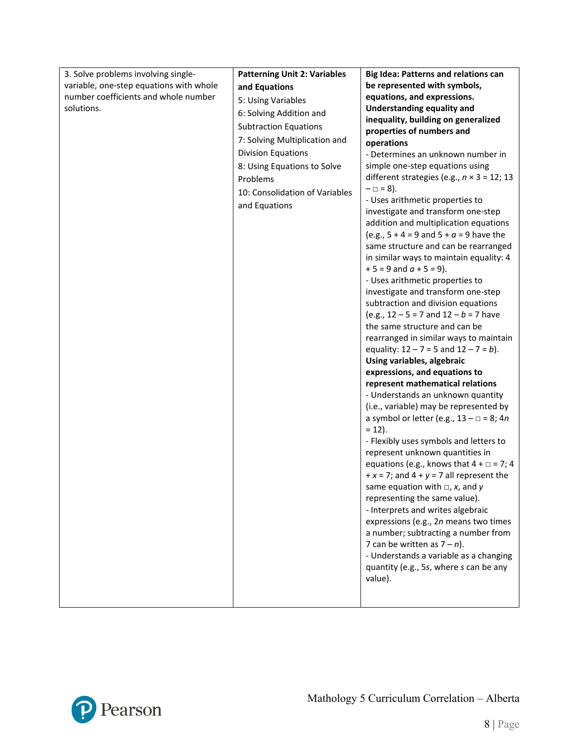| | | |
|---|---|---|
| 3. Solve problems involving single-variable, one-step equations with whole number coefficients and whole number solutions. | **Patterning Unit 2: Variables and Equations**<br>5: Using Variables<br>6: Solving Addition and Subtraction Equations<br>7: Solving Multiplication and Division Equations<br>8: Using Equations to Solve Problems<br>10: Consolidation of Variables and Equations | **Big Idea: Patterns and relations can be represented with symbols, equations, and expressions.**<br>**Understanding equality and inequality, building on generalized properties of numbers and operations**<br>- Determines an unknown number in simple one-step equations using different strategies (e.g., $n \times 3 = 12$; $13 - \square = 8$).<br>- Uses arithmetic properties to investigate and transform one-step addition and multiplication equations (e.g., $5 + 4 = 9$ and $5 + a = 9$ have the same structure and can be rearranged in similar ways to maintain equality: $4 + 5 = 9$ and $a + 5 = 9$).<br>- Uses arithmetic properties to investigate and transform one-step subtraction and division equations (e.g., $12 - 5 = 7$ and $12 - b = 7$ have the same structure and can be rearranged in similar ways to maintain equality: $12 - 7 = 5$ and $12 - 7 = b$).<br>**Using variables, algebraic expressions, and equations to represent mathematical relations**<br>- Understands an unknown quantity (i.e., variable) may be represented by a symbol or letter (e.g., $13 - \square = 8$; $4n = 12$).<br>- Flexibly uses symbols and letters to represent unknown quantities in equations (e.g., knows that $4 + \square = 7$; $4 + x = 7$; and $4 + y = 7$ all represent the same equation with $\square$, $x$, and $y$ representing the same value).<br>- Interprets and writes algebraic expressions (e.g., $2n$ means two times a number; subtracting a number from 7 can be written as $7 - n$).<br>- Understands a variable as a changing quantity (e.g., $5s$, where $s$ can be any value). |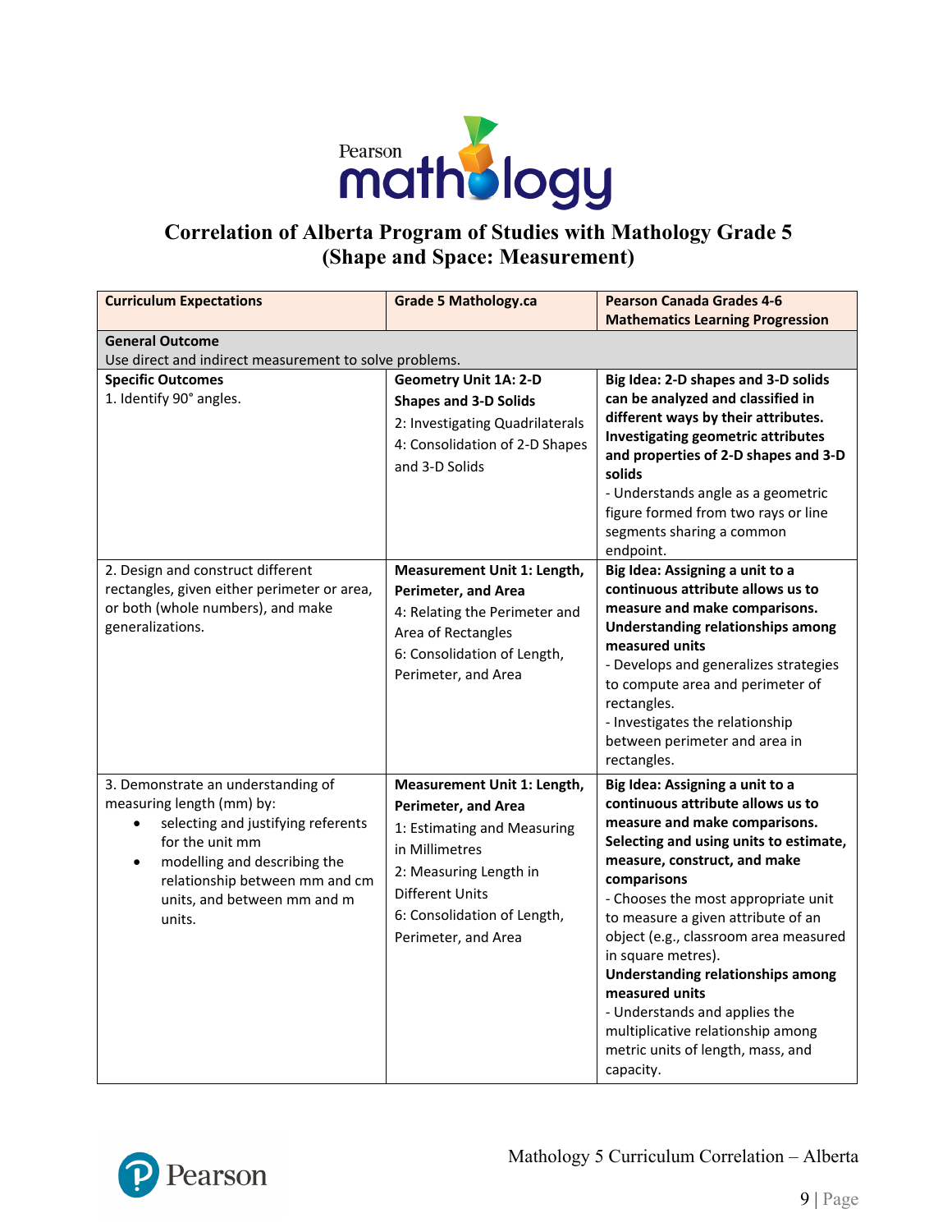# Correlation of Alberta Program of Studies with Mathology Grade 5 (Shape and Space: Measurement)

| Curriculum Expectations | Grade 5 Mathology.ca | Pearson Canada Grades 4-6 Mathematics Learning Progression |
|---|---|---|
| **General Outcome**<br>Use direct and indirect measurement to solve problems. | | |
| **Specific Outcomes**<br>1. Identify 90° angles. | **Geometry Unit 1A: 2-D Shapes and 3-D Solids**<br>2: Investigating Quadrilaterals<br>4: Consolidation of 2-D Shapes and 3-D Solids | **Big Idea: 2-D shapes and 3-D solids can be analyzed and classified in different ways by their attributes.**<br>**Investigating geometric attributes and properties of 2-D shapes and 3-D solids**<br>- Understands angle as a geometric figure formed from two rays or line segments sharing a common endpoint. |
| 2. Design and construct different rectangles, given either perimeter or area, or both (whole numbers), and make generalizations. | **Measurement Unit 1: Length, Perimeter, and Area**<br>4: Relating the Perimeter and Area of Rectangles<br>6: Consolidation of Length, Perimeter, and Area | **Big Idea: Assigning a unit to a continuous attribute allows us to measure and make comparisons.**<br>**Understanding relationships among measured units**<br>- Develops and generalizes strategies to compute area and perimeter of rectangles.<br>- Investigates the relationship between perimeter and area in rectangles. |
| 3. Demonstrate an understanding of measuring length (mm) by:<br>• selecting and justifying referents for the unit mm<br>• modelling and describing the relationship between mm and cm units, and between mm and m units. | **Measurement Unit 1: Length, Perimeter, and Area**<br>1: Estimating and Measuring in Millimetres<br>2: Measuring Length in Different Units<br>6: Consolidation of Length, Perimeter, and Area | **Big Idea: Assigning a unit to a continuous attribute allows us to measure and make comparisons.**<br>**Selecting and using units to estimate, measure, construct, and make comparisons**<br>- Chooses the most appropriate unit to measure a given attribute of an object (e.g., classroom area measured in square metres).<br>**Understanding relationships among measured units**<br>- Understands and applies the multiplicative relationship among metric units of length, mass, and capacity. |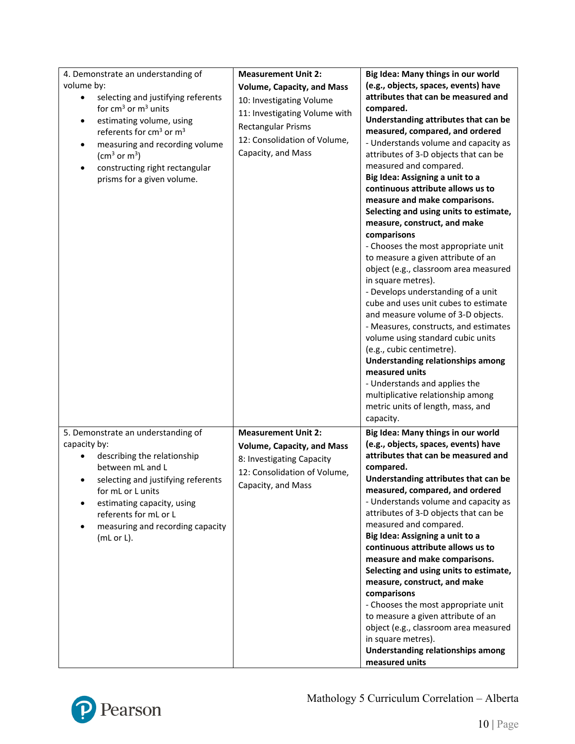| | | |
|---|---|---|
| 4. Demonstrate an understanding of volume by:<br>• selecting and justifying referents for $cm^3$ or $m^3$ units<br>• estimating volume, using referents for $cm^3$ or $m^3$<br>• measuring and recording volume ($cm^3$ or $m^3$)<br>• constructing right rectangular prisms for a given volume. | **Measurement Unit 2: Volume, Capacity, and Mass**<br>10: Investigating Volume<br>11: Investigating Volume with Rectangular Prisms<br>12: Consolidation of Volume, Capacity, and Mass | **Big Idea: Many things in our world (e.g., objects, spaces, events) have attributes that can be measured and compared.**<br>**Understanding attributes that can be measured, compared, and ordered**<br>- Understands volume and capacity as attributes of 3-D objects that can be measured and compared.<br>**Big Idea: Assigning a unit to a continuous attribute allows us to measure and make comparisons.**<br>**Selecting and using units to estimate, measure, construct, and make comparisons**<br>- Chooses the most appropriate unit to measure a given attribute of an object (e.g., classroom area measured in square metres).<br>- Develops understanding of a unit cube and uses unit cubes to estimate and measure volume of 3-D objects.<br>- Measures, constructs, and estimates volume using standard cubic units (e.g., cubic centimetre).<br>**Understanding relationships among measured units**<br>- Understands and applies the multiplicative relationship among metric units of length, mass, and capacity. |
| 5. Demonstrate an understanding of capacity by:<br>• describing the relationship between mL and L<br>• selecting and justifying referents for mL or L units<br>• estimating capacity, using referents for mL or L<br>• measuring and recording capacity (mL or L). | **Measurement Unit 2: Volume, Capacity, and Mass**<br>8: Investigating Capacity<br>12: Consolidation of Volume, Capacity, and Mass | **Big Idea: Many things in our world (e.g., objects, spaces, events) have attributes that can be measured and compared.**<br>**Understanding attributes that can be measured, compared, and ordered**<br>- Understands volume and capacity as attributes of 3-D objects that can be measured and compared.<br>**Big Idea: Assigning a unit to a continuous attribute allows us to measure and make comparisons.**<br>**Selecting and using units to estimate, measure, construct, and make comparisons**<br>- Chooses the most appropriate unit to measure a given attribute of an object (e.g., classroom area measured in square metres).<br>**Understanding relationships among measured units** |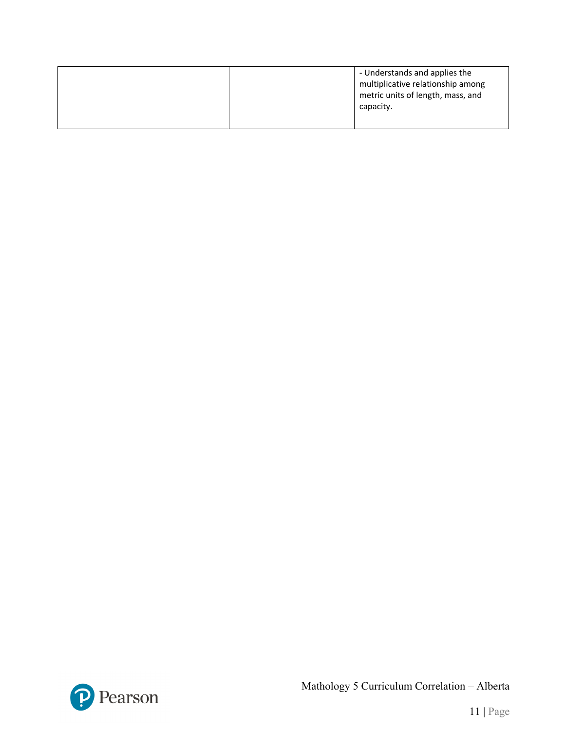| | | |
|---|---|---|
| | | - Understands and applies the multiplicative relationship among metric units of length, mass, and capacity. |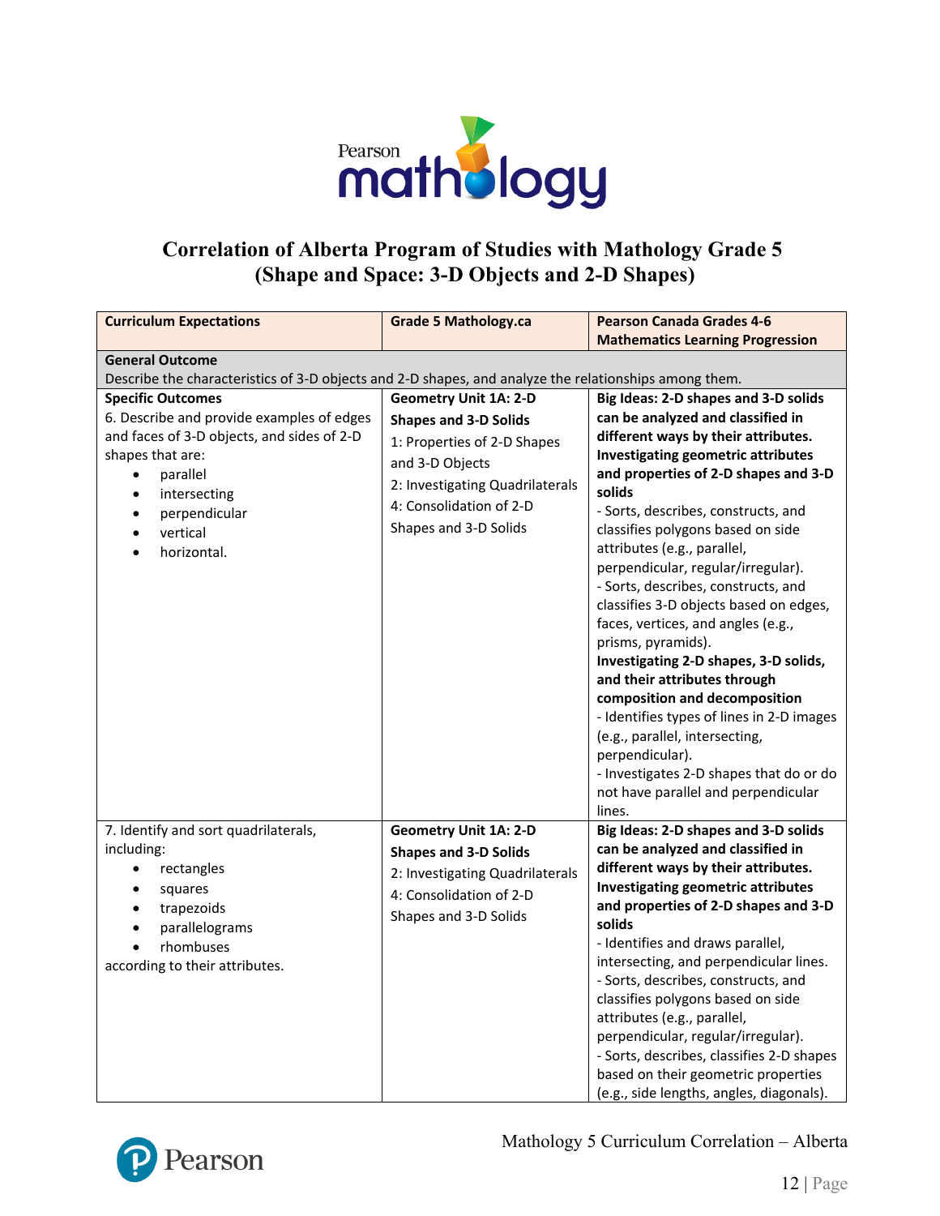# Correlation of Alberta Program of Studies with Mathology Grade 5 (Shape and Space: 3-D Objects and 2-D Shapes)

| Curriculum Expectations | Grade 5 Mathology.ca | Pearson Canada Grades 4-6 Mathematics Learning Progression |
|---|---|---|
| **General Outcome**<br>Describe the characteristics of 3-D objects and 2-D shapes, and analyze the relationships among them. | | |
| **Specific Outcomes**<br>6. Describe and provide examples of edges and faces of 3-D objects, and sides of 2-D shapes that are:<br>• parallel<br>• intersecting<br>• perpendicular<br>• vertical<br>• horizontal. | **Geometry Unit 1A: 2-D Shapes and 3-D Solids**<br>1: Properties of 2-D Shapes and 3-D Objects<br>2: Investigating Quadrilaterals<br>4: Consolidation of 2-D Shapes and 3-D Solids | **Big Ideas: 2-D shapes and 3-D solids can be analyzed and classified in different ways by their attributes.**<br>**Investigating geometric attributes and properties of 2-D shapes and 3-D solids**<br>- Sorts, describes, constructs, and classifies polygons based on side attributes (e.g., parallel, perpendicular, regular/irregular).<br>- Sorts, describes, constructs, and classifies 3-D objects based on edges, faces, vertices, and angles (e.g., prisms, pyramids).<br>**Investigating 2-D shapes, 3-D solids, and their attributes through composition and decomposition**<br>- Identifies types of lines in 2-D images (e.g., parallel, intersecting, perpendicular).<br>- Investigates 2-D shapes that do or do not have parallel and perpendicular lines. |
| 7. Identify and sort quadrilaterals, including:<br>• rectangles<br>• squares<br>• trapezoids<br>• parallelograms<br>• rhombuses<br>according to their attributes. | **Geometry Unit 1A: 2-D Shapes and 3-D Solids**<br>2: Investigating Quadrilaterals<br>4: Consolidation of 2-D Shapes and 3-D Solids | **Big Ideas: 2-D shapes and 3-D solids can be analyzed and classified in different ways by their attributes.**<br>**Investigating geometric attributes and properties of 2-D shapes and 3-D solids**<br>- Identifies and draws parallel, intersecting, and perpendicular lines.<br>- Sorts, describes, constructs, and classifies polygons based on side attributes (e.g., parallel, perpendicular, regular/irregular).<br>- Sorts, describes, classifies 2-D shapes based on their geometric properties (e.g., side lengths, angles, diagonals). |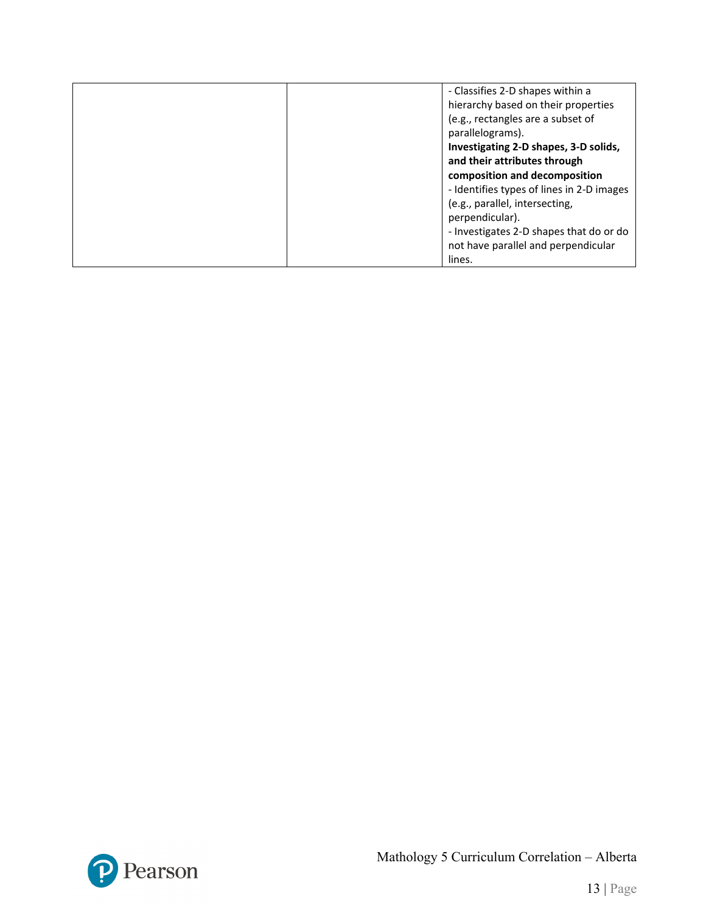|  |  | - Classifies 2-D shapes within a hierarchy based on their properties (e.g., rectangles are a subset of parallelograms).<br>**Investigating 2-D shapes, 3-D solids, and their attributes through composition and decomposition**<br>- Identifies types of lines in 2-D images (e.g., parallel, intersecting, perpendicular).<br>- Investigates 2-D shapes that do or do not have parallel and perpendicular lines. |
| --- | --- | --- |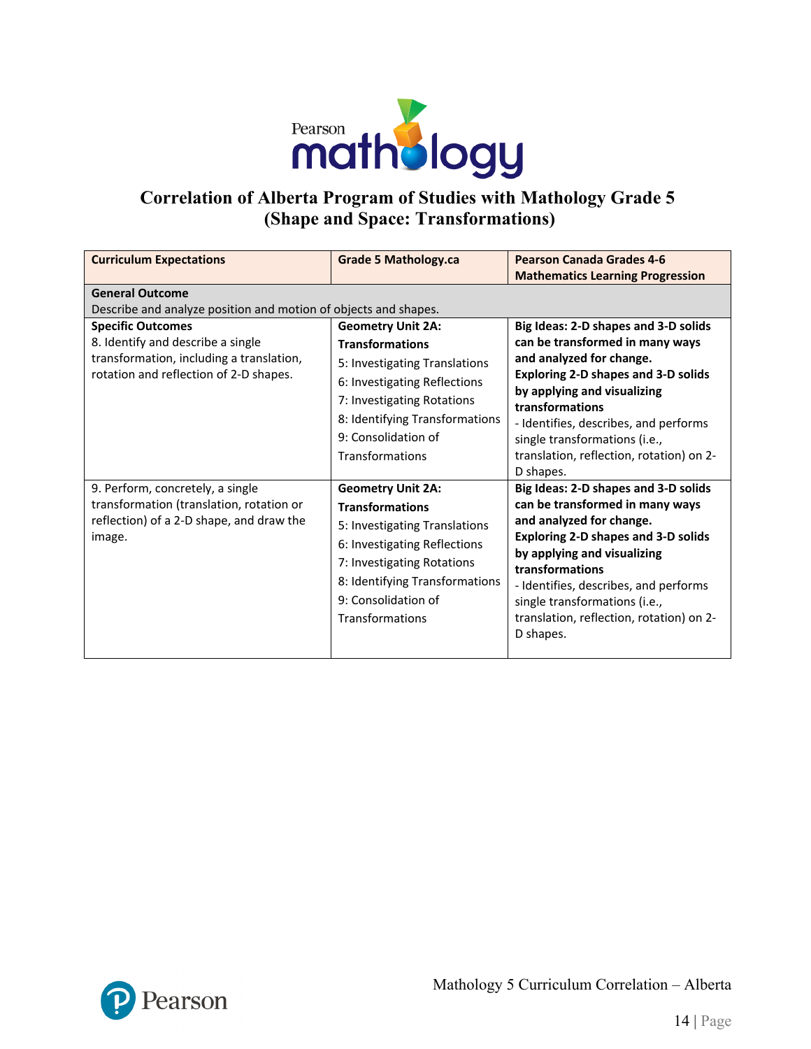# Correlation of Alberta Program of Studies with Mathology Grade 5 (Shape and Space: Transformations)

| Curriculum Expectations | Grade 5 Mathology.ca | Pearson Canada Grades 4-6 Mathematics Learning Progression |
|---|---|---|
| **General Outcome**<br>Describe and analyze position and motion of objects and shapes. | | |
| **Specific Outcomes**<br>8. Identify and describe a single transformation, including a translation, rotation and reflection of 2-D shapes. | **Geometry Unit 2A: Transformations**<br>5: Investigating Translations<br>6: Investigating Reflections<br>7: Investigating Rotations<br>8: Identifying Transformations<br>9: Consolidation of Transformations | **Big Ideas: 2-D shapes and 3-D solids can be transformed in many ways and analyzed for change.**<br>**Exploring 2-D shapes and 3-D solids by applying and visualizing transformations**<br>- Identifies, describes, and performs single transformations (i.e., translation, reflection, rotation) on 2-D shapes. |
| 9. Perform, concretely, a single transformation (translation, rotation or reflection) of a 2-D shape, and draw the image. | **Geometry Unit 2A: Transformations**<br>5: Investigating Translations<br>6: Investigating Reflections<br>7: Investigating Rotations<br>8: Identifying Transformations<br>9: Consolidation of Transformations | **Big Ideas: 2-D shapes and 3-D solids can be transformed in many ways and analyzed for change.**<br>**Exploring 2-D shapes and 3-D solids by applying and visualizing transformations**<br>- Identifies, describes, and performs single transformations (i.e., translation, reflection, rotation) on 2-D shapes. |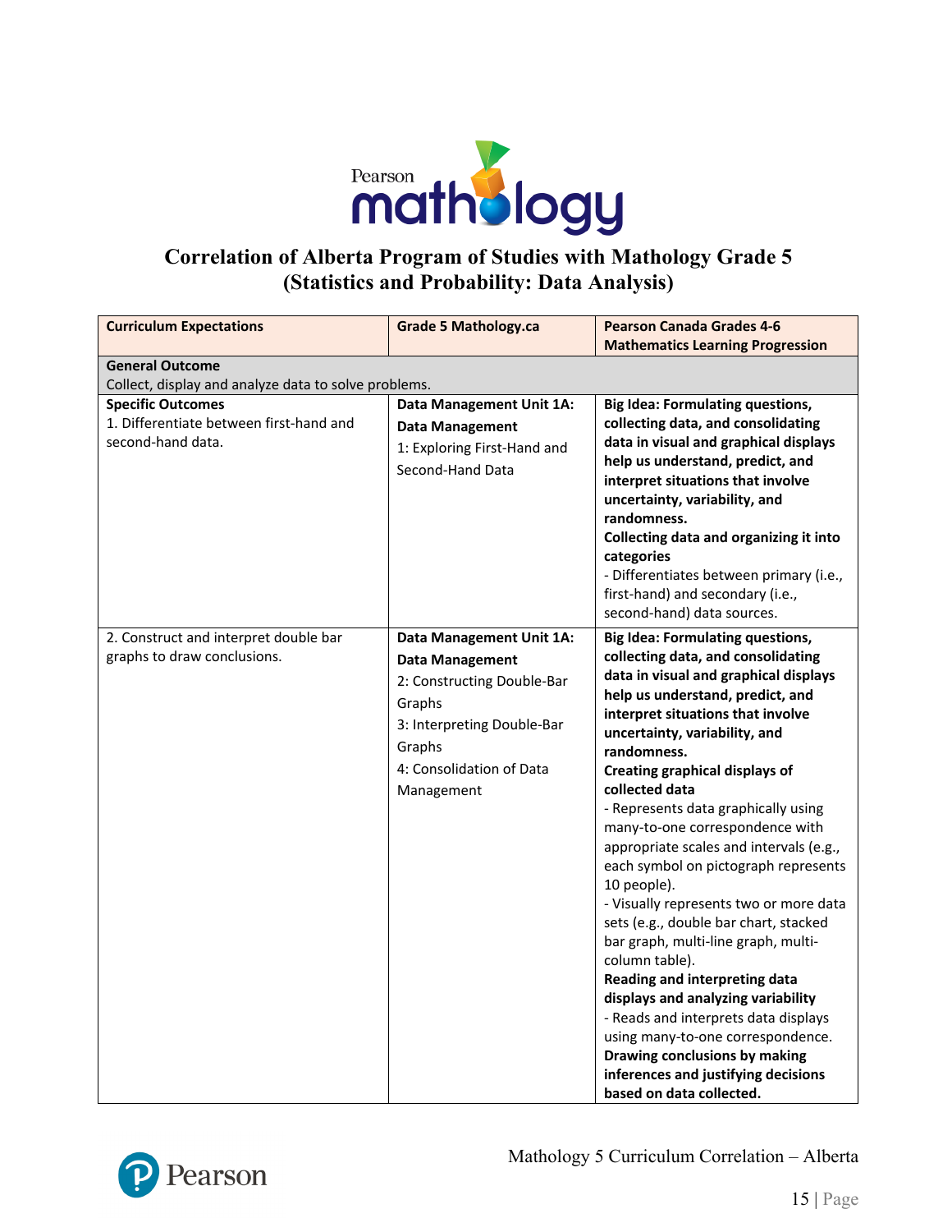# Correlation of Alberta Program of Studies with Mathology Grade 5 (Statistics and Probability: Data Analysis)

| Curriculum Expectations | Grade 5 Mathology.ca | Pearson Canada Grades 4-6 Mathematics Learning Progression |
|---|---|---|
| **General Outcome**<br>Collect, display and analyze data to solve problems. | | |
| **Specific Outcomes**<br>1. Differentiate between first-hand and second-hand data. | **Data Management Unit 1A: Data Management**<br>1: Exploring First-Hand and Second-Hand Data | **Big Idea: Formulating questions, collecting data, and consolidating data in visual and graphical displays help us understand, predict, and interpret situations that involve uncertainty, variability, and randomness.**<br>**Collecting data and organizing it into categories**<br>- Differentiates between primary (i.e., first-hand) and secondary (i.e., second-hand) data sources. |
| 2. Construct and interpret double bar graphs to draw conclusions. | **Data Management Unit 1A: Data Management**<br>2: Constructing Double-Bar Graphs<br>3: Interpreting Double-Bar Graphs<br>4: Consolidation of Data Management | **Big Idea: Formulating questions, collecting data, and consolidating data in visual and graphical displays help us understand, predict, and interpret situations that involve uncertainty, variability, and randomness.**<br>**Creating graphical displays of collected data**<br>- Represents data graphically using many-to-one correspondence with appropriate scales and intervals (e.g., each symbol on pictograph represents 10 people).<br>- Visually represents two or more data sets (e.g., double bar chart, stacked bar graph, multi-line graph, multi-column table).<br>**Reading and interpreting data displays and analyzing variability**<br>- Reads and interprets data displays using many-to-one correspondence.<br>**Drawing conclusions by making inferences and justifying decisions based on data collected.** |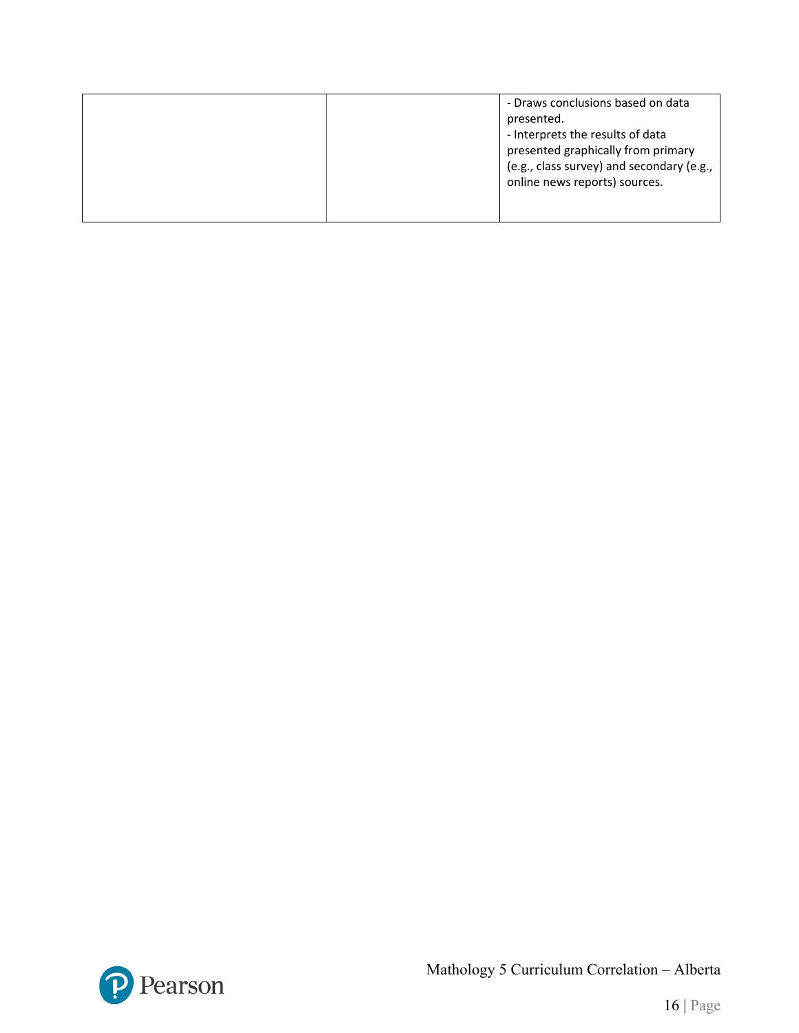| | | |
|---|---|---|
| | | - Draws conclusions based on data presented.<br>- Interprets the results of data presented graphically from primary (e.g., class survey) and secondary (e.g., online news reports) sources. |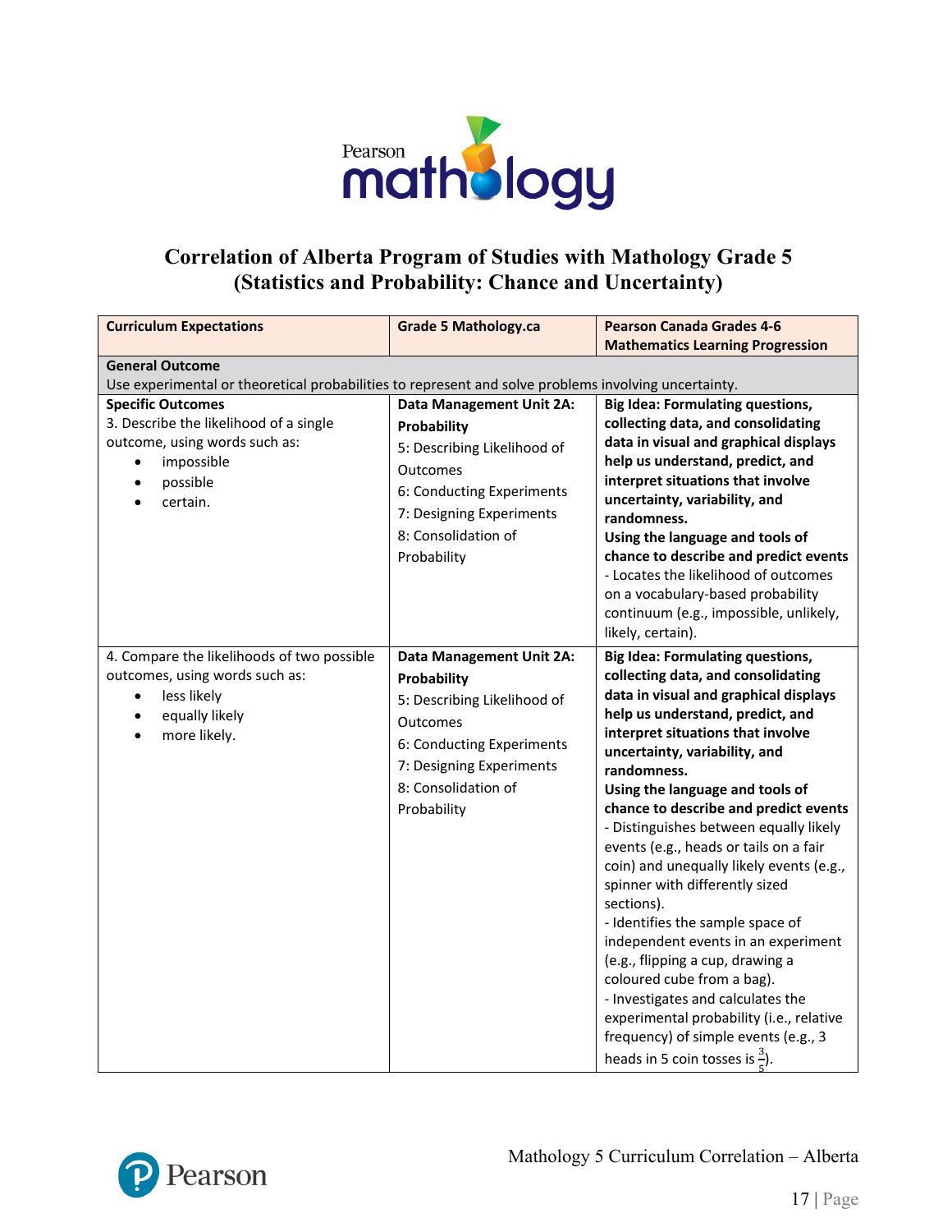# Correlation of Alberta Program of Studies with Mathology Grade 5 (Statistics and Probability: Chance and Uncertainty)

| Curriculum Expectations | Grade 5 Mathology.ca | Pearson Canada Grades 4-6 Mathematics Learning Progression |
|---|---|---|
| **General Outcome**<br>Use experimental or theoretical probabilities to represent and solve problems involving uncertainty. | | |
| **Specific Outcomes**<br>3. Describe the likelihood of a single outcome, using words such as:<br>• impossible<br>• possible<br>• certain. | **Data Management Unit 2A: Probability**<br>5: Describing Likelihood of Outcomes<br>6: Conducting Experiments<br>7: Designing Experiments<br>8: Consolidation of Probability | **Big Idea: Formulating questions, collecting data, and consolidating data in visual and graphical displays help us understand, predict, and interpret situations that involve uncertainty, variability, and randomness.**<br>**Using the language and tools of chance to describe and predict events**<br>- Locates the likelihood of outcomes on a vocabulary-based probability continuum (e.g., impossible, unlikely, likely, certain). |
| 4. Compare the likelihoods of two possible outcomes, using words such as:<br>• less likely<br>• equally likely<br>• more likely. | **Data Management Unit 2A: Probability**<br>5: Describing Likelihood of Outcomes<br>6: Conducting Experiments<br>7: Designing Experiments<br>8: Consolidation of Probability | **Big Idea: Formulating questions, collecting data, and consolidating data in visual and graphical displays help us understand, predict, and interpret situations that involve uncertainty, variability, and randomness.**<br>**Using the language and tools of chance to describe and predict events**<br>- Distinguishes between equally likely events (e.g., heads or tails on a fair coin) and unequally likely events (e.g., spinner with differently sized sections).<br>- Identifies the sample space of independent events in an experiment (e.g., flipping a cup, drawing a coloured cube from a bag).<br>- Investigates and calculates the experimental probability (i.e., relative frequency) of simple events (e.g., 3 heads in 5 coin tosses is $\frac{3}{5}$). |